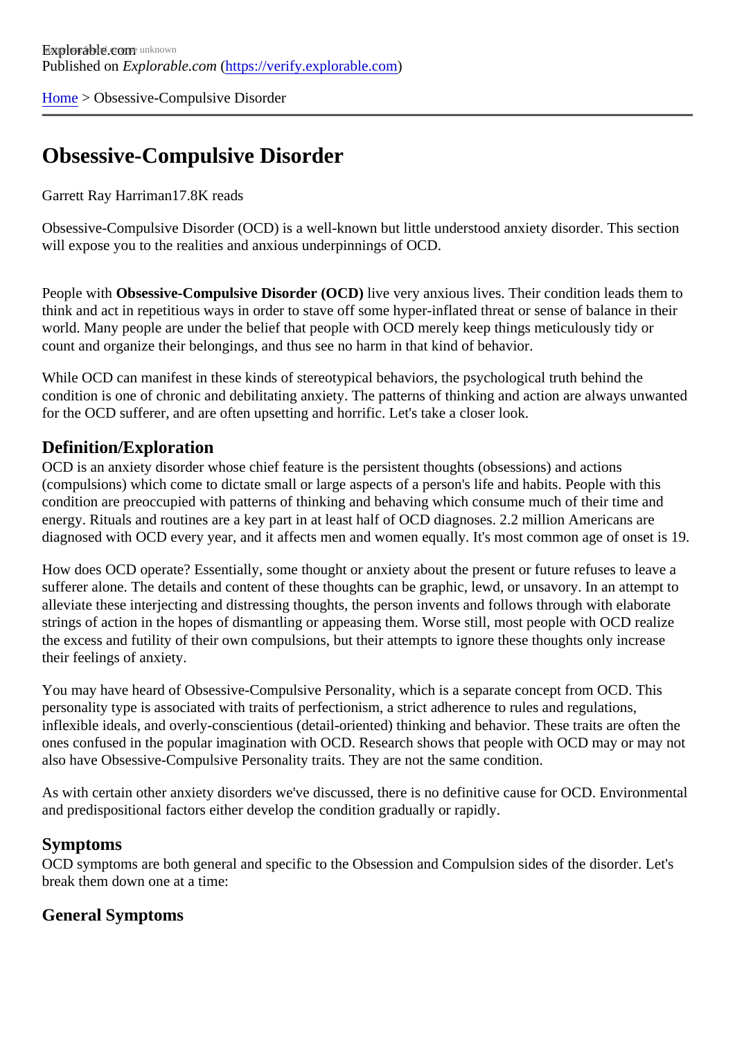Explorable.com
Published on *Explorable.com* (https://verify.explorable.com)

Home > Obsessive-Compulsive Disorder

# Obsessive-Compulsive Disorder

Garrett Ray Harriman17.8K reads

Obsessive-Compulsive Disorder (OCD) is a well-known but little understood anxiety disorder. This section will expose you to the realities and anxious underpinnings of OCD.

People with **Obsessive-Compulsive Disorder (OCD)** live very anxious lives. Their condition leads them to think and act in repetitious ways in order to stave off some hyper-inflated threat or sense of balance in their world. Many people are under the belief that people with OCD merely keep things meticulously tidy or count and organize their belongings, and thus see no harm in that kind of behavior.

While OCD can manifest in these kinds of stereotypical behaviors, the psychological truth behind the condition is one of chronic and debilitating anxiety. The patterns of thinking and action are always unwanted for the OCD sufferer, and are often upsetting and horrific. Let's take a closer look.

## Definition/Exploration

OCD is an anxiety disorder whose chief feature is the persistent thoughts (obsessions) and actions (compulsions) which come to dictate small or large aspects of a person's life and habits. People with this condition are preoccupied with patterns of thinking and behaving which consume much of their time and energy. Rituals and routines are a key part in at least half of OCD diagnoses. 2.2 million Americans are diagnosed with OCD every year, and it affects men and women equally. It's most common age of onset is 19.

How does OCD operate? Essentially, some thought or anxiety about the present or future refuses to leave a sufferer alone. The details and content of these thoughts can be graphic, lewd, or unsavory. In an attempt to alleviate these interjecting and distressing thoughts, the person invents and follows through with elaborate strings of action in the hopes of dismantling or appeasing them. Worse still, most people with OCD realize the excess and futility of their own compulsions, but their attempts to ignore these thoughts only increase their feelings of anxiety.

You may have heard of Obsessive-Compulsive Personality, which is a separate concept from OCD. This personality type is associated with traits of perfectionism, a strict adherence to rules and regulations, inflexible ideals, and overly-conscientious (detail-oriented) thinking and behavior. These traits are often the ones confused in the popular imagination with OCD. Research shows that people with OCD may or may not also have Obsessive-Compulsive Personality traits. They are not the same condition.

As with certain other anxiety disorders we've discussed, there is no definitive cause for OCD. Environmental and predispositional factors either develop the condition gradually or rapidly.

## Symptoms

OCD symptoms are both general and specific to the Obsession and Compulsion sides of the disorder. Let's break them down one at a time:

### General Symptoms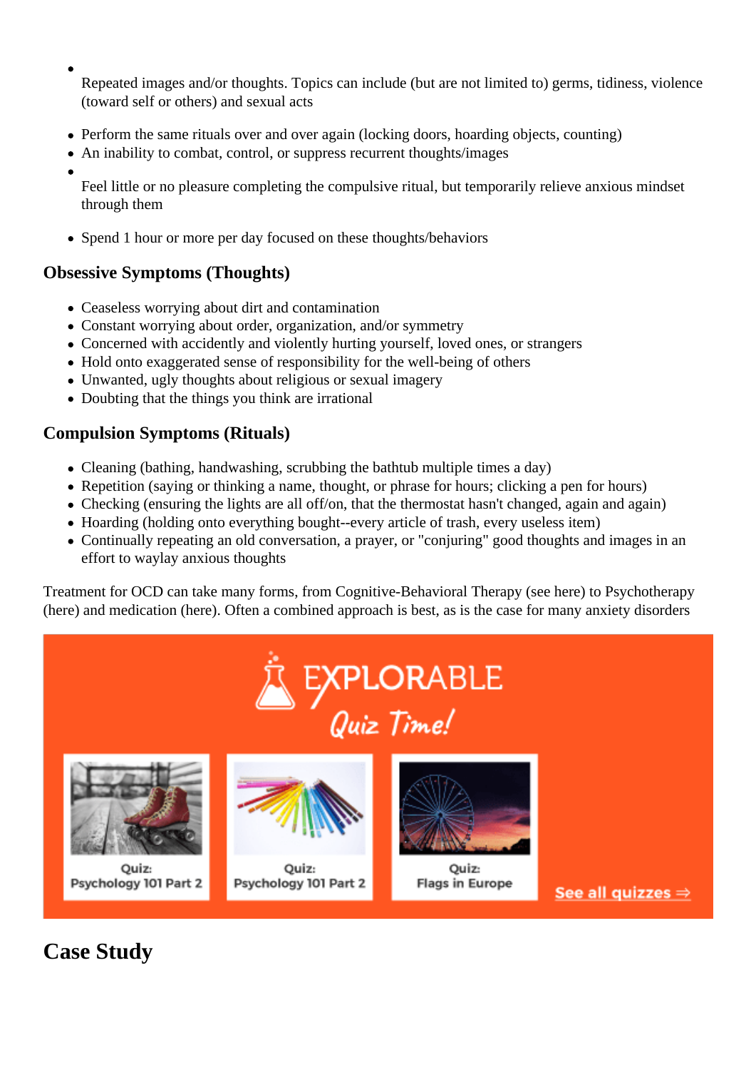- Repeated images and/or thoughts. Topics can include (but are not limited to) germs, tidiness, violence (toward self or others) and sexual acts
- Perform the same rituals over and over again (locking doors, hoarding objects, counting)
- An inability to combat, control, or suppress recurrent thoughts/images
- Feel little or no pleasure completing the compulsive ritual, but temporarily relieve anxious mindset through them
- Spend 1 hour or more per day focused on these thoughts/behaviors

### Obsessive Symptoms (Thoughts)

- Ceaseless worrying about dirt and contamination
- Constant worrying about order, organization, and/or symmetry
- Concerned with accidently and violently hurting yourself, loved ones, or strangers
- Hold onto exaggerated sense of responsibility for the well-being of others
- Unwanted, ugly thoughts about religious or sexual imagery
- Doubting that the things you think are irrational

### Compulsion Symptoms (Rituals)

- Cleaning (bathing, handwashing, scrubbing the bathtub multiple times a day)
- Repetition (saying or thinking a name, thought, or phrase for hours; clicking a pen for hours)
- Checking (ensuring the lights are all off/on, that the thermostat hasn't changed, again and again)
- Hoarding (holding onto everything bought--every article of trash, every useless item)
- Continually repeating an old conversation, a prayer, or "conjuring" good thoughts and images in an effort to waylay anxious thoughts

Treatment for OCD can take many forms, from Cognitive-Behavioral Therapy (see here) to Psychotherapy (here) and medication (here). Often a combined approach is best, as is the case for many anxiety disorders

EXPLORABLE

Quiz Time!

Quiz: Psychology 101 Part 2

Quiz: Psychology 101 Part 2

Quiz: Flags in Europe

See all quizzes ⇒

## Case Study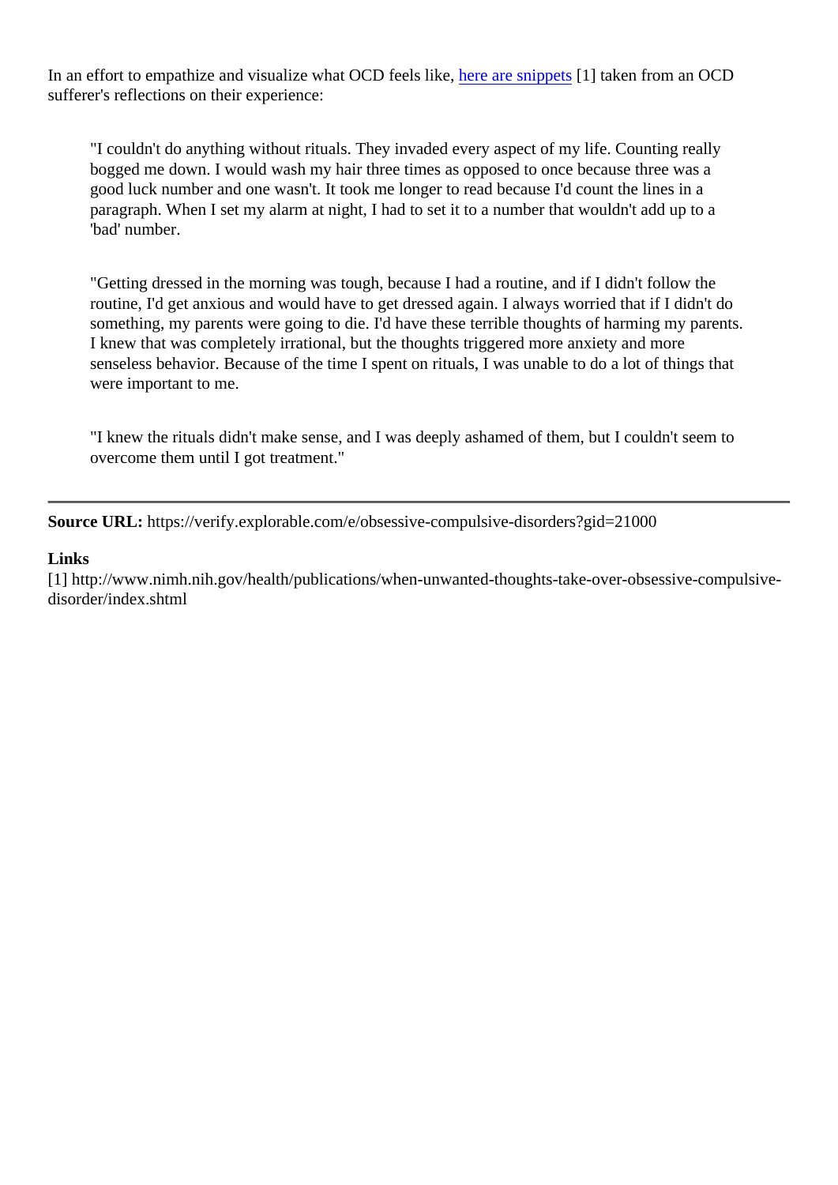In an effort to empathize and visualize what OCD feels like, here are snippets [1] taken from an OCD sufferer's reflections on their experience:

> "I couldn't do anything without rituals. They invaded every aspect of my life. Counting really bogged me down. I would wash my hair three times as opposed to once because three was a good luck number and one wasn't. It took me longer to read because I'd count the lines in a paragraph. When I set my alarm at night, I had to set it to a number that wouldn't add up to a 'bad' number.
>
> "Getting dressed in the morning was tough, because I had a routine, and if I didn't follow the routine, I'd get anxious and would have to get dressed again. I always worried that if I didn't do something, my parents were going to die. I'd have these terrible thoughts of harming my parents. I knew that was completely irrational, but the thoughts triggered more anxiety and more senseless behavior. Because of the time I spent on rituals, I was unable to do a lot of things that were important to me.
>
> "I knew the rituals didn't make sense, and I was deeply ashamed of them, but I couldn't seem to overcome them until I got treatment."

---

**Source URL:** https://verify.explorable.com/e/obsessive-compulsive-disorders?gid=21000

**Links**

[1] http://www.nimh.nih.gov/health/publications/when-unwanted-thoughts-take-over-obsessive-compulsive-disorder/index.shtml